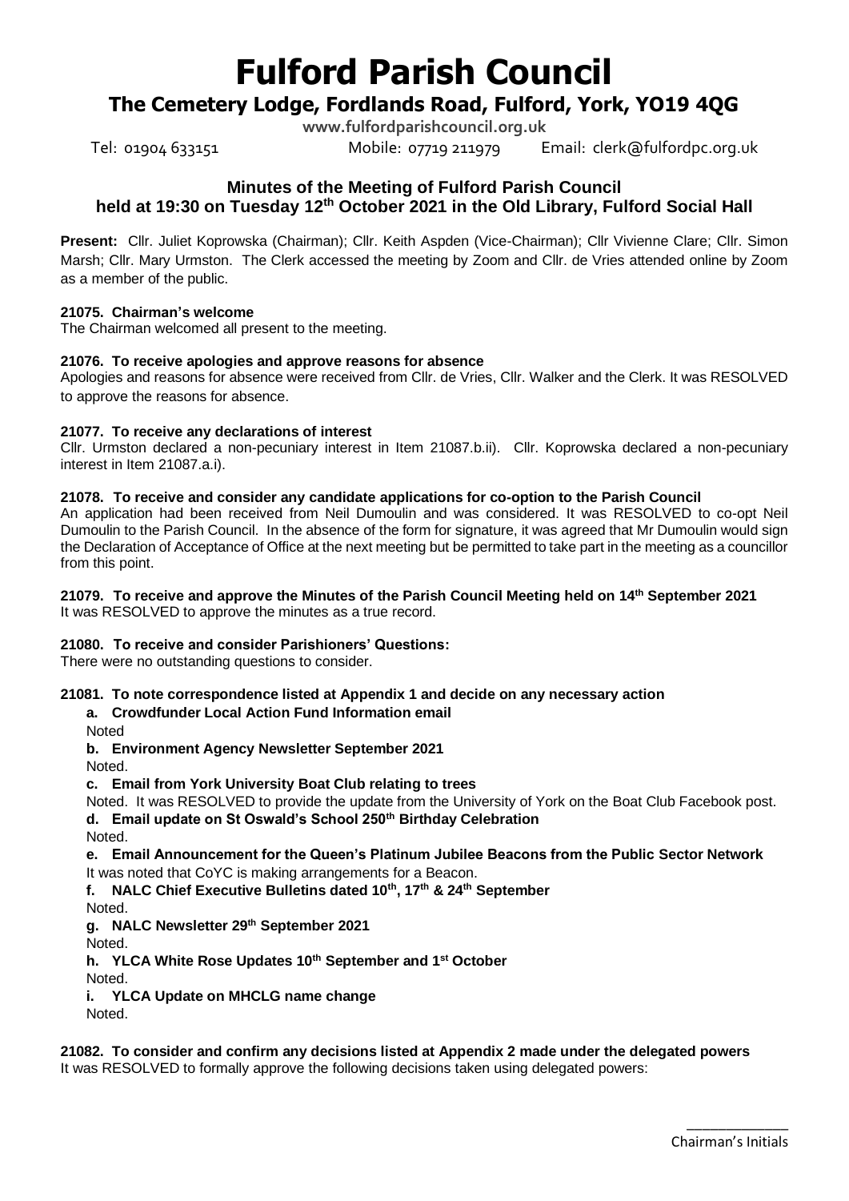# Fulford Parish Council

## The Cemetery Lodge, Fordlands Road, Fulford, York, YO19 4QG

www.fulfordparishcouncil.org.uk

Tel: 01904 633151 Mobile: 07719 211979 Email: clerk@fulfordpc.org.uk

### Minutes of the Meeting of Fulford Parish Council held at 19:30 on Tuesday 12th October 2021 in the Old Library, Fulford Social Hall

**Present:** Cllr. Juliet Koprowska (Chairman); Cllr. Keith Aspden (Vice-Chairman); Cllr Vivienne Clare; Cllr. Simon Marsh; Cllr. Mary Urmston. The Clerk accessed the meeting by Zoom and Cllr. de Vries attended online by Zoom as a member of the public.

**21075. Chairman's welcome**

The Chairman welcomed all present to the meeting.

**21076. To receive apologies and approve reasons for absence**

Apologies and reasons for absence were received from Cllr. de Vries, Cllr. Walker and the Clerk. It was RESOLVED to approve the reasons for absence.

**21077. To receive any declarations of interest**

Cllr. Urmston declared a non-pecuniary interest in Item 21087.b.ii). Cllr. Koprowska declared a non-pecuniary interest in Item 21087.a.i).

**21078. To receive and consider any candidate applications for co-option to the Parish Council**

An application had been received from Neil Dumoulin and was considered. It was RESOLVED to co-opt Neil Dumoulin to the Parish Council. In the absence of the form for signature, it was agreed that Mr Dumoulin would sign the Declaration of Acceptance of Office at the next meeting but be permitted to take part in the meeting as a councillor from this point.

**21079. To receive and approve the Minutes of the Parish Council Meeting held on 14th September 2021**

It was RESOLVED to approve the minutes as a true record.

**21080. To receive and consider Parishioners' Questions:**

There were no outstanding questions to consider.

**21081. To note correspondence listed at Appendix 1 and decide on any necessary action**

**a. Crowdfunder Local Action Fund Information email**

Noted

**b. Environment Agency Newsletter September 2021**

Noted.

**c. Email from York University Boat Club relating to trees**

Noted. It was RESOLVED to provide the update from the University of York on the Boat Club Facebook post.

**d. Email update on St Oswald's School 250th Birthday Celebration**

Noted.

**e. Email Announcement for the Queen's Platinum Jubilee Beacons from the Public Sector Network**

It was noted that CoYC is making arrangements for a Beacon.

**f. NALC Chief Executive Bulletins dated 10th, 17th & 24th September**

Noted.

**g. NALC Newsletter 29th September 2021**

Noted.

**h. YLCA White Rose Updates 10th September and 1st October**

Noted.

**i. YLCA Update on MHCLG name change**

Noted.

**21082. To consider and confirm any decisions listed at Appendix 2 made under the delegated powers**

It was RESOLVED to formally approve the following decisions taken using delegated powers:

_____________ Chairman's Initials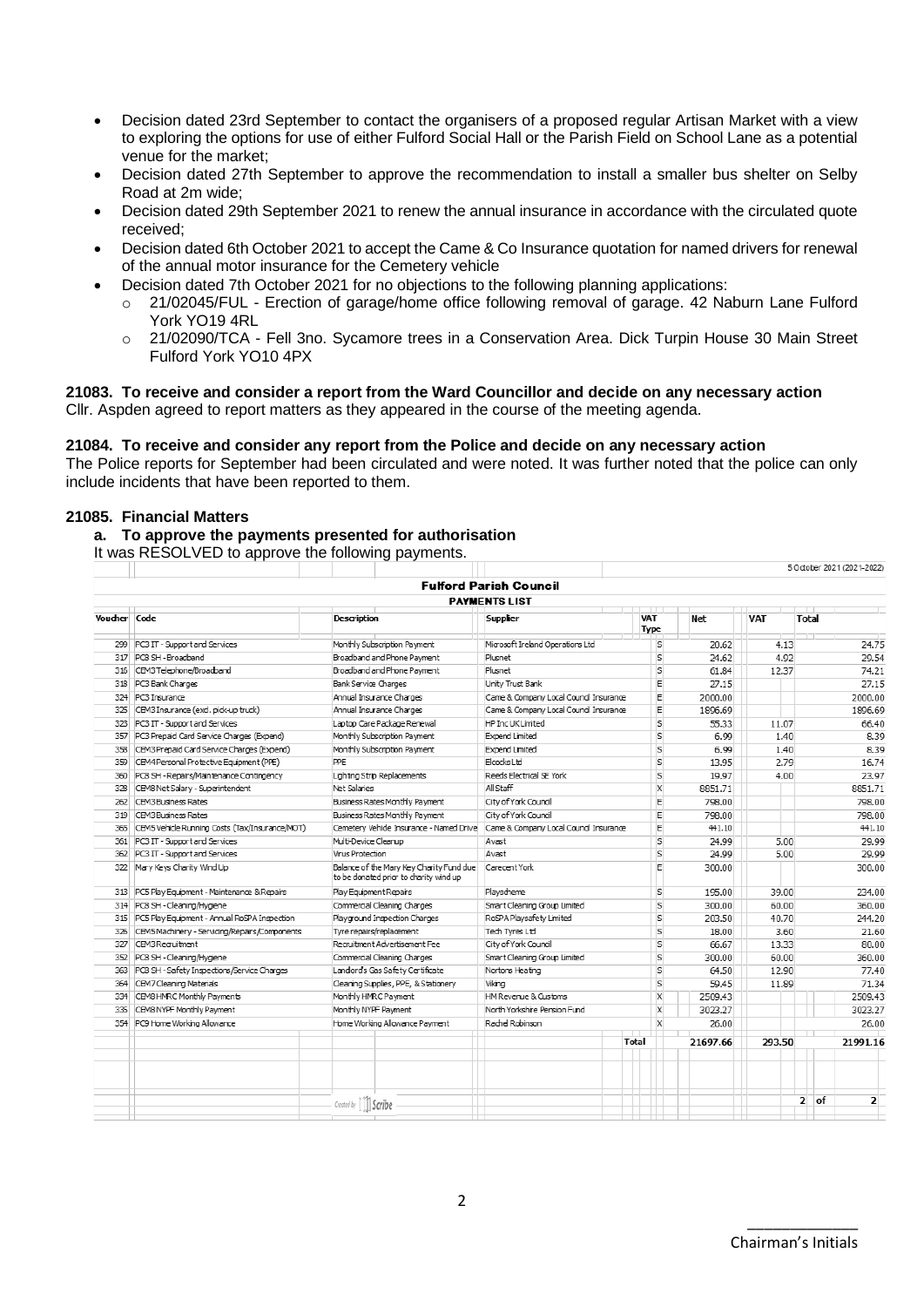- Decision dated 23rd September to contact the organisers of a proposed regular Artisan Market with a view to exploring the options for use of either Fulford Social Hall or the Parish Field on School Lane as a potential venue for the market;
- Decision dated 27th September to approve the recommendation to install a smaller bus shelter on Selby Road at 2m wide;
- Decision dated 29th September 2021 to renew the annual insurance in accordance with the circulated quote received;
- Decision dated 6th October 2021 to accept the Came & Co Insurance quotation for named drivers for renewal of the annual motor insurance for the Cemetery vehicle
- Decision dated 7th October 2021 for no objections to the following planning applications:
  - 21/02045/FUL - Erection of garage/home office following removal of garage. 42 Naburn Lane Fulford York YO19 4RL
  - 21/02090/TCA - Fell 3no. Sycamore trees in a Conservation Area. Dick Turpin House 30 Main Street Fulford York YO10 4PX

**21083. To receive and consider a report from the Ward Councillor and decide on any necessary action**
Cllr. Aspden agreed to report matters as they appeared in the course of the meeting agenda.

**21084. To receive and consider any report from the Police and decide on any necessary action**
The Police reports for September had been circulated and were noted. It was further noted that the police can only include incidents that have been reported to them.

**21085. Financial Matters**

**a. To approve the payments presented for authorisation**

It was RESOLVED to approve the following payments.

5 October 2021 (2021-2022)

**Fulford Parish Council**

**PAYMENTS LIST**

| Voucher | Code | Description | Supplier | VAT Type | Net | VAT | Total |
|---|---|---|---|---|---|---|---|
| 299 | PC3 IT - Support and Services | Monthly Subscription Payment | Microsoft Ireland Operations Ltd | S | 20.62 | 4.13 | 24.75 |
| 317 | PC3 SH - Broadband | Broadband and Phone Payment | Plusnet | S | 24.62 | 4.92 | 29.54 |
| 316 | CEM3 Telephone/Broadband | Broadband and Phone Payment | Plusnet | S | 61.84 | 12.37 | 74.21 |
| 318 | PC3 Bank Charges | Bank Service Charges | Unity Trust Bank | E | 27.15 | | 27.15 |
| 324 | PC3 Insurance | Annual Insurance Charges | Came & Company Local Council Insurance | E | 2000.00 | | 2000.00 |
| 325 | CEM3 Insurance (excl. pick-up truck) | Annual Insurance Charges | Came & Company Local Council Insurance | E | 1896.69 | | 1896.69 |
| 323 | PC3 IT - Support and Services | Laptop Care Package Renewal | HP Inc UK Limited | S | 55.33 | 11.07 | 66.40 |
| 357 | PC3 Prepaid Card Service Charges (Expend) | Monthly Subscription Payment | Expend Limited | S | 6.99 | 1.40 | 8.39 |
| 358 | CEM3 Prepaid Card Service Charges (Expend) | Monthly Subscription Payment | Expend Limited | S | 6.99 | 1.40 | 8.39 |
| 359 | CEM4 Personal Protective Equipment (PPE) | PPE | Elcocks Ltd | S | 13.95 | 2.79 | 16.74 |
| 360 | PC3 SH - Repairs/Maintenance Contingency | Lighting Strip Replacements | Reeds Electrical SE York | S | 19.97 | 4.00 | 23.97 |
| 328 | CEM8 Net Salary - Superintendent | Net Salaries | All Staff | X | 8851.71 | | 8851.71 |
| 262 | CEM3 Business Rates | Business Rates Monthly Payment | City of York Council | E | 798.00 | | 798.00 |
| 319 | CEM3 Business Rates | Business Rates Monthly Payment | City of York Council | E | 798.00 | | 798.00 |
| 365 | CEM5 Vehicle Running Costs (Tax/Insurance/MOT) | Cemetery Vehicle Insurance - Named Drive | Came & Company Local Council Insurance | E | 441.10 | | 441.10 |
| 361 | PC3 IT - Support and Services | Multi-Device Cleanup | Avast | S | 24.99 | 5.00 | 29.99 |
| 362 | PC3 IT - Support and Services | Virus Protection | Avast | S | 24.99 | 5.00 | 29.99 |
| 322 | Mary Keys Charity Wind Up | Balance of the Mary Key Charity Fund due to be donated prior to charity wind up | Carecent York | E | 300.00 | | 300.00 |
| 313 | PC5 Play Equipment - Maintenance & Repairs | Play Equipment Repairs | Playscheme | S | 195.00 | 39.00 | 234.00 |
| 314 | PC3 SH - Cleaning/Hygiene | Commercial Cleaning Charges | Smart Cleaning Group Limited | S | 300.00 | 60.00 | 360.00 |
| 315 | PC5 Play Equipment - Annual RoSPA Inspection | Playground Inspection Charges | RoSPA Playsafety Limited | S | 203.50 | 40.70 | 244.20 |
| 326 | CEM5 Machinery - Servicing/Repairs/Components | Tyre repairs/replacement | Tech Tyres Ltd | S | 18.00 | 3.60 | 21.60 |
| 327 | CEM3 Recruitment | Recruitment Advertisement Fee | City of York Council | S | 66.67 | 13.33 | 80.00 |
| 352 | PC3 SH - Cleaning/Hygiene | Commercial Cleaning Charges | Smart Cleaning Group Limited | S | 300.00 | 60.00 | 360.00 |
| 363 | PC3 SH - Safety Inspections/Service Charges | Landlord's Gas Safety Certificate | Nortons Heating | S | 64.50 | 12.90 | 77.40 |
| 364 | CEM7 Cleaning Materials | Cleaning Supplies, PPE, & Stationery | Viking | S | 59.45 | 11.89 | 71.34 |
| 334 | CEM8 HMRC Monthly Payments | Monthly HMRC Payment | HM Revenue & Customs | X | 2509.43 | | 2509.43 |
| 335 | CEM8 NYPF Monthly Payment | Monthly NYPF Payment | North Yorkshire Pension Fund | X | 3023.27 | | 3023.27 |
| 354 | PC9 Home Working Allowance | Home Working Allowance Payment | Rachel Robinson | X | 26.00 | | 26.00 |
| | | | | **Total** | **21697.66** | **293.50** | **21991.16** |

Created by Scribe

2 of 2

\_\_\_\_\_\_\_\_\_\_\_\_\_\_

Chairman's Initials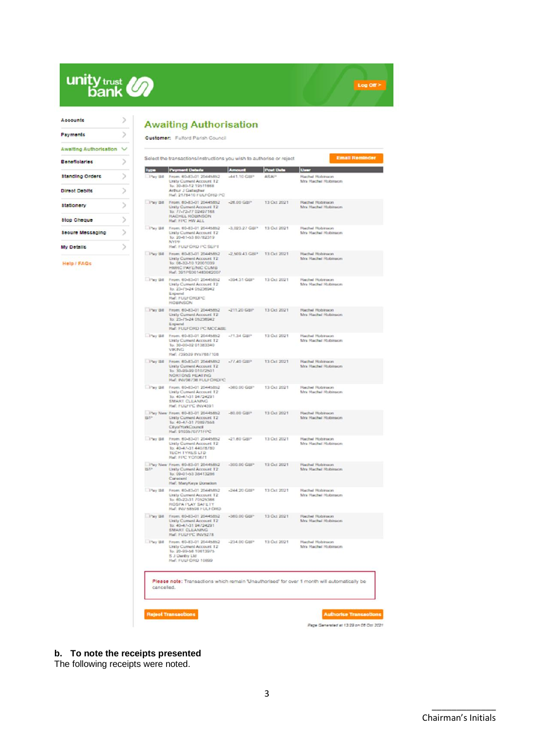unity trust bank

Log Off >

- Accounts
- Payments
- Awaiting Authorisation
- Beneficiaries
- Standing Orders
- Direct Debits
- Stationery
- Stop Cheque
- Secure Messaging
- My Details

Help / FAQs

## Awaiting Authorisation

**Customer:** Fulford Parish Council

Select the transactions/instructions you wish to authorise or reject

Email Reminder

| Type | Payment Details | Amount | Post Date | User |
|---|---|---|---|---|
| Pay Bill | From: 60-83-01 20445852 Unity Current Account 12 To: 30-80-12 19511868 Arthur J Gallagher Ref: 2178410 FULFORD PC | -441.10 GBP | ASAP | Rachel Robinson Mrs Rachel Robinson |
| Pay Bill | From: 60-83-01 20445852 Unity Current Account 12 To: 77-72-77 02497168 RACHEL ROBINSON Ref: FPC HW ALL | -26.00 GBP | 13 Oct 2021 | Rachel Robinson Mrs Rachel Robinson |
| Pay Bill | From: 60-83-01 20445852 Unity Current Account 12 To: 20-61-53 80782319 NYPF Ref: FULFORD PC SEPT | -3,023.27 GBP | 13 Oct 2021 | Rachel Robinson Mrs Rachel Robinson |
| Pay Bill | From: 60-83-01 20445852 Unity Current Account 12 To: 08-32-10 12001039 HMRC PAYE/NIC CUMB Ref: 391PS001483062007 | -2,509.43 GBP | 13 Oct 2021 | Rachel Robinson Mrs Rachel Robinson |
| Pay Bill | From: 60-83-01 20445852 Unity Current Account 12 To: 23-75-24 05236942 Expend Ref: FULFORDPC ROBINSON | -394.31 GBP | 13 Oct 2021 | Rachel Robinson Mrs Rachel Robinson |
| Pay Bill | From: 60-83-01 20445852 Unity Current Account 12 To: 23-75-24 05236942 Expend Ref: FULFORD PC MCCABE | -211.20 GBP | 13 Oct 2021 | Rachel Robinson Mrs Rachel Robinson |
| Pay Bill | From: 60-83-01 20445852 Unity Current Account 12 To: 30-00-02 01383340 VIKING Ref: 739539 INV/68/108 | -71.34 GBP | 13 Oct 2021 | Rachel Robinson Mrs Rachel Robinson |
| Pay Bill | From: 60-83-01 20445852 Unity Current Account 12 To: 30-99-99 01072501 NORTONS HEATING Ref: INV36736 FULFORDPC | -77.40 GBP | 13 Oct 2021 | Rachel Robinson Mrs Rachel Robinson |
| Pay Bill | From: 60-83-01 20445852 Unity Current Account 12 To: 40-47-31 94724291 SMART CLEANING Ref: FULFPC INV4391 | -360.00 GBP | 13 Oct 2021 | Rachel Robinson Mrs Rachel Robinson |
| Pay New BT* | From: 60-83-01 20445852 Unity Current Account 12 To: 40-47-31 70697568 CityofYorkCouncil Ref: 91036707711PC | -80.00 GBP | 13 Oct 2021 | Rachel Robinson Mrs Rachel Robinson |
| Pay Bill | From: 60-83-01 20445852 Unity Current Account 12 To: 40-47-31 44078780 TECH TYRES LTD Ref: FPC YO106T1 | -21.60 GBP | 13 Oct 2021 | Rachel Robinson Mrs Rachel Robinson |
| Pay New BT* | From: 60-83-01 20445852 Unity Current Account 12 To: 09-01-53 38413298 Carecent Ref: MaryKeys Donation | -300.00 GBP | 13 Oct 2021 | Rachel Robinson Mrs Rachel Robinson |
| Pay Bill | From: 60-83-01 20445852 Unity Current Account 12 To: 60-22-31 70525388 ROSPA PLAY SAFETY Ref: INV 58508 FULFORD | -244.20 GBP | 13 Oct 2021 | Rachel Robinson Mrs Rachel Robinson |
| Pay Bill | From: 60-83-01 20445852 Unity Current Account 12 To: 40-47-31 94724291 SMART CLEANING Ref: FULFPC INV5278 | -360.00 GBP | 13 Oct 2021 | Rachel Robinson Mrs Rachel Robinson |
| Pay Bill | From: 60-83-01 20445852 Unity Current Account 12 To: 20-99-56 10613975 S J Danby Ltd Ref: FULFORD 10699 | -234.00 GBP | 13 Oct 2021 | Rachel Robinson Mrs Rachel Robinson |

**Please note:** Transactions which remain 'Unauthorised' for over 1 month will automatically be cancelled.

Reject Transactions | Authorise Transactions

Page Generated at 13:29 on 08 Oct 2021

**b. To note the receipts presented**

The following receipts were noted.

Chairman's Initials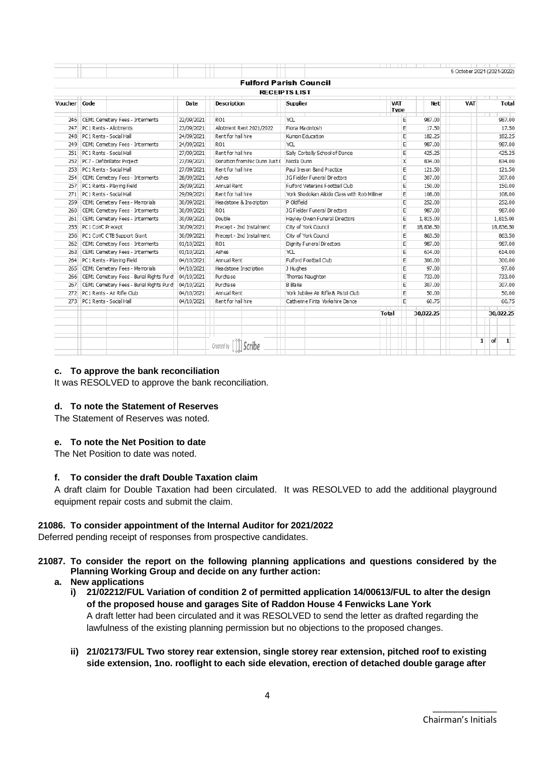5 October 2021 (2021-2022)

**Fulford Parish Council**

**RECEIPTS LIST**

| Voucher | Code | Date | Description | Supplier | VAT Type | Net | VAT | Total |
|---|---|---|---|---|---|---|---|---|
| 246 | CEM1 Cemetery Fees - Interments | 22/09/2021 | RO1 | YCL | E | 987.00 | | 987.00 |
| 247 | PC1 Rents - Allotments | 23/09/2021 | Allotment Rent 2021/2022 | Fiona Macintosh | E | 17.50 | | 17.50 |
| 248 | PC1 Rents - Social Hall | 24/09/2021 | Rent for hall hire | Kumon Education | E | 182.25 | | 182.25 |
| 249 | CEM1 Cemetery Fees - Interments | 24/09/2021 | RO1 | YCL | E | 987.00 | | 987.00 |
| 251 | PC1 Rents - Social Hall | 27/09/2021 | Rent for hall hire | Sally Corbally School of Dance | E | 425.25 | | 425.25 |
| 252 | PC7 - Defibrillator Project | 27/09/2021 | Donation from Nic Dunn Just ( | Nicola Dunn | X | 834.00 | | 834.00 |
| 253 | PC1 Rents - Social Hall | 27/09/2021 | Rent for hall hire | Paul Ireson Band Practice | E | 121.50 | | 121.50 |
| 254 | CEM1 Cemetery Fees - Interments | 28/09/2021 | Ashes | JG Fielder Funeral Directors | E | 307.00 | | 307.00 |
| 257 | PC1 Rents - Playing Field | 29/09/2021 | Annual Rent | Fulford Veterans Football Club | E | 150.00 | | 150.00 |
| 271 | PC1 Rents - Social Hall | 29/09/2021 | Rent for hall hire | York Shodokan Aikido Class with Rob Milliner | E | 108.00 | | 108.00 |
| 259 | CEM1 Cemetery Fees - Memorials | 30/09/2021 | Headstone & Inscription | P Oldfield | E | 252.00 | | 252.00 |
| 260 | CEM1 Cemetery Fees - Interments | 30/09/2021 | RO1 | JG Fielder Funeral Directors | E | 987.00 | | 987.00 |
| 261 | CEM1 Cemetery Fees - Interments | 30/09/2021 | Double | Hayley Owen Funeral Directors | E | 1,815.00 | | 1,815.00 |
| 255 | PC1 CoYC Precept | 30/09/2021 | Precept - 2nd Instalment | City of York Council | E | 18,836.50 | | 18,836.50 |
| 256 | PC1 CoYC CTB Support Grant | 30/09/2021 | Precept - 2nd Instalment | City of York Council | E | 863.50 | | 863.50 |
| 262 | CEM1 Cemetery Fees - Interments | 01/10/2021 | RO1 | Dignity Funeral Directors | E | 987.00 | | 987.00 |
| 263 | CEM1 Cemetery Fees - Interments | 01/10/2021 | Ashes | YCL | E | 614.00 | | 614.00 |
| 264 | PC1 Rents - Playing Field | 04/10/2021 | Annual Rent | Fulford Football Club | E | 300.00 | | 300.00 |
| 265 | CEM1 Cemetery Fees - Memorials | 04/10/2021 | Headstone Inscription | J Hughes | E | 97.00 | | 97.00 |
| 266 | CEM1 Cemetery Fees - Burial Rights Purch | 04/10/2021 | Purchase | Thomas Naughton | E | 733.00 | | 733.00 |
| 267 | CEM1 Cemetery Fees - Burial Rights Purch | 04/10/2021 | Purchase | B Blake | E | 307.00 | | 307.00 |
| 272 | PC1 Rents - Air Rifle Club | 04/10/2021 | Annual Rent | York Jubilee Air Rifle & Pistol Club | E | 50.00 | | 50.00 |
| 273 | PC1 Rents - Social Hall | 04/10/2021 | Rent for hall hire | Catherine Finta Yorkshire Dance | E | 60.75 | | 60.75 |
| | | | | | Total | 30,022.25 | | 30,022.25 |

Created by Scribe

#### c. To approve the bank reconciliation

It was RESOLVED to approve the bank reconciliation.

#### d. To note the Statement of Reserves

The Statement of Reserves was noted.

#### e. To note the Net Position to date

The Net Position to date was noted.

#### f. To consider the draft Double Taxation claim

A draft claim for Double Taxation had been circulated. It was RESOLVED to add the additional playground equipment repair costs and submit the claim.

### 21086. To consider appointment of the Internal Auditor for 2021/2022

Deferred pending receipt of responses from prospective candidates.

### 21087. To consider the report on the following planning applications and questions considered by the Planning Working Group and decide on any further action:

#### a. New applications

**i) 21/02212/FUL Variation of condition 2 of permitted application 14/00613/FUL to alter the design of the proposed house and garages Site of Raddon House 4 Fenwicks Lane York**

A draft letter had been circulated and it was RESOLVED to send the letter as drafted regarding the lawfulness of the existing planning permission but no objections to the proposed changes.

**ii) 21/02173/FUL Two storey rear extension, single storey rear extension, pitched roof to existing side extension, 1no. rooflight to each side elevation, erection of detached double garage after**

_____________
Chairman's Initials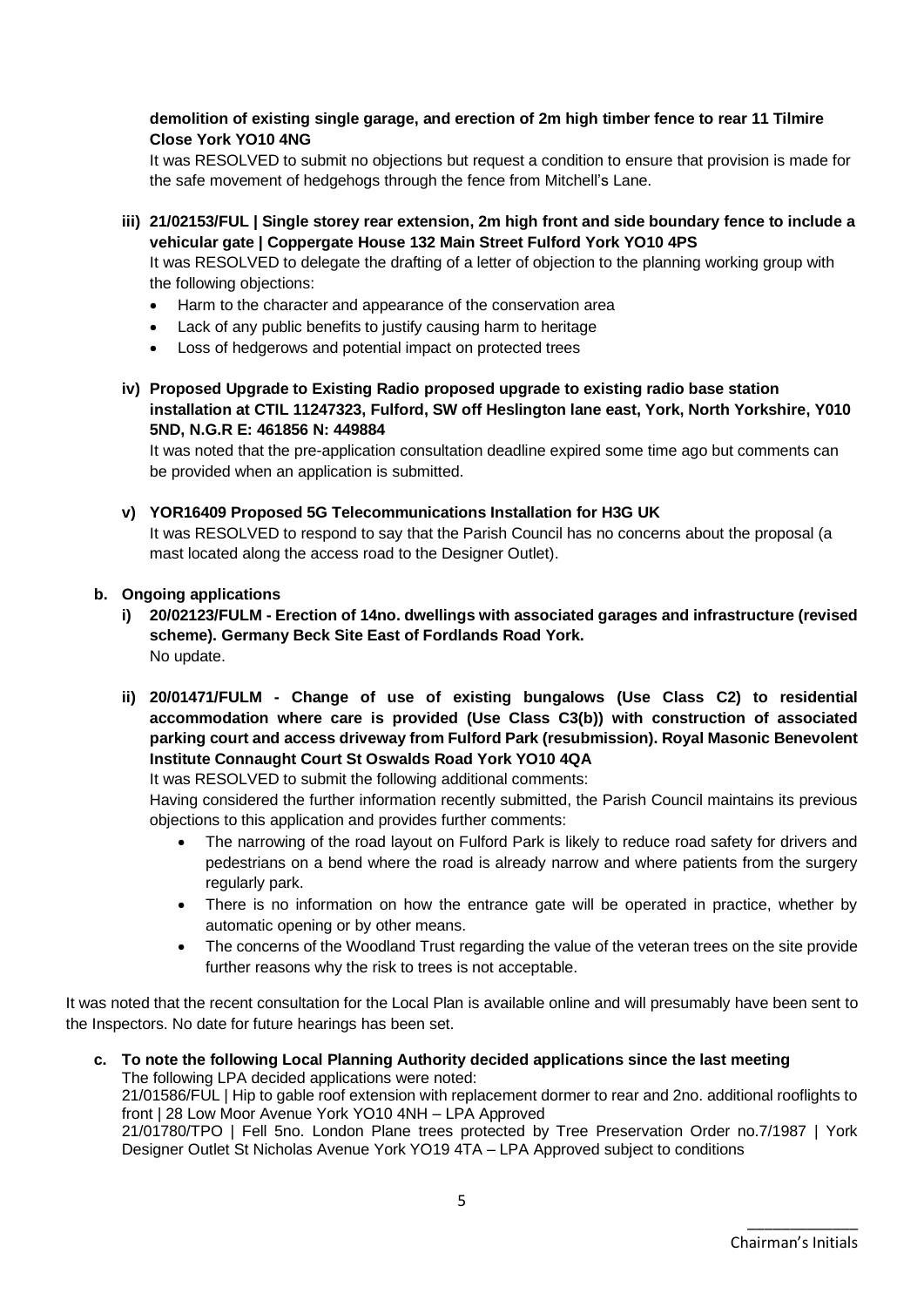**demolition of existing single garage, and erection of 2m high timber fence to rear 11 Tilmire Close York YO10 4NG**

It was RESOLVED to submit no objections but request a condition to ensure that provision is made for the safe movement of hedgehogs through the fence from Mitchell's Lane.

**iii) 21/02153/FUL | Single storey rear extension, 2m high front and side boundary fence to include a vehicular gate | Coppergate House 132 Main Street Fulford York YO10 4PS**

It was RESOLVED to delegate the drafting of a letter of objection to the planning working group with the following objections:

- Harm to the character and appearance of the conservation area
- Lack of any public benefits to justify causing harm to heritage
- Loss of hedgerows and potential impact on protected trees

**iv) Proposed Upgrade to Existing Radio proposed upgrade to existing radio base station installation at CTIL 11247323, Fulford, SW off Heslington lane east, York, North Yorkshire, Y010 5ND, N.G.R E: 461856 N: 449884**

It was noted that the pre-application consultation deadline expired some time ago but comments can be provided when an application is submitted.

**v) YOR16409 Proposed 5G Telecommunications Installation for H3G UK**

It was RESOLVED to respond to say that the Parish Council has no concerns about the proposal (a mast located along the access road to the Designer Outlet).

**b. Ongoing applications**

**i) 20/02123/FULM - Erection of 14no. dwellings with associated garages and infrastructure (revised scheme). Germany Beck Site East of Fordlands Road York.**

No update.

**ii) 20/01471/FULM - Change of use of existing bungalows (Use Class C2) to residential accommodation where care is provided (Use Class C3(b)) with construction of associated parking court and access driveway from Fulford Park (resubmission). Royal Masonic Benevolent Institute Connaught Court St Oswalds Road York YO10 4QA**

It was RESOLVED to submit the following additional comments:

Having considered the further information recently submitted, the Parish Council maintains its previous objections to this application and provides further comments:

- The narrowing of the road layout on Fulford Park is likely to reduce road safety for drivers and pedestrians on a bend where the road is already narrow and where patients from the surgery regularly park.
- There is no information on how the entrance gate will be operated in practice, whether by automatic opening or by other means.
- The concerns of the Woodland Trust regarding the value of the veteran trees on the site provide further reasons why the risk to trees is not acceptable.

It was noted that the recent consultation for the Local Plan is available online and will presumably have been sent to the Inspectors. No date for future hearings has been set.

**c. To note the following Local Planning Authority decided applications since the last meeting**

The following LPA decided applications were noted:

21/01586/FUL | Hip to gable roof extension with replacement dormer to rear and 2no. additional rooflights to front | 28 Low Moor Avenue York YO10 4NH – LPA Approved

21/01780/TPO | Fell 5no. London Plane trees protected by Tree Preservation Order no.7/1987 | York Designer Outlet St Nicholas Avenue York YO19 4TA – LPA Approved subject to conditions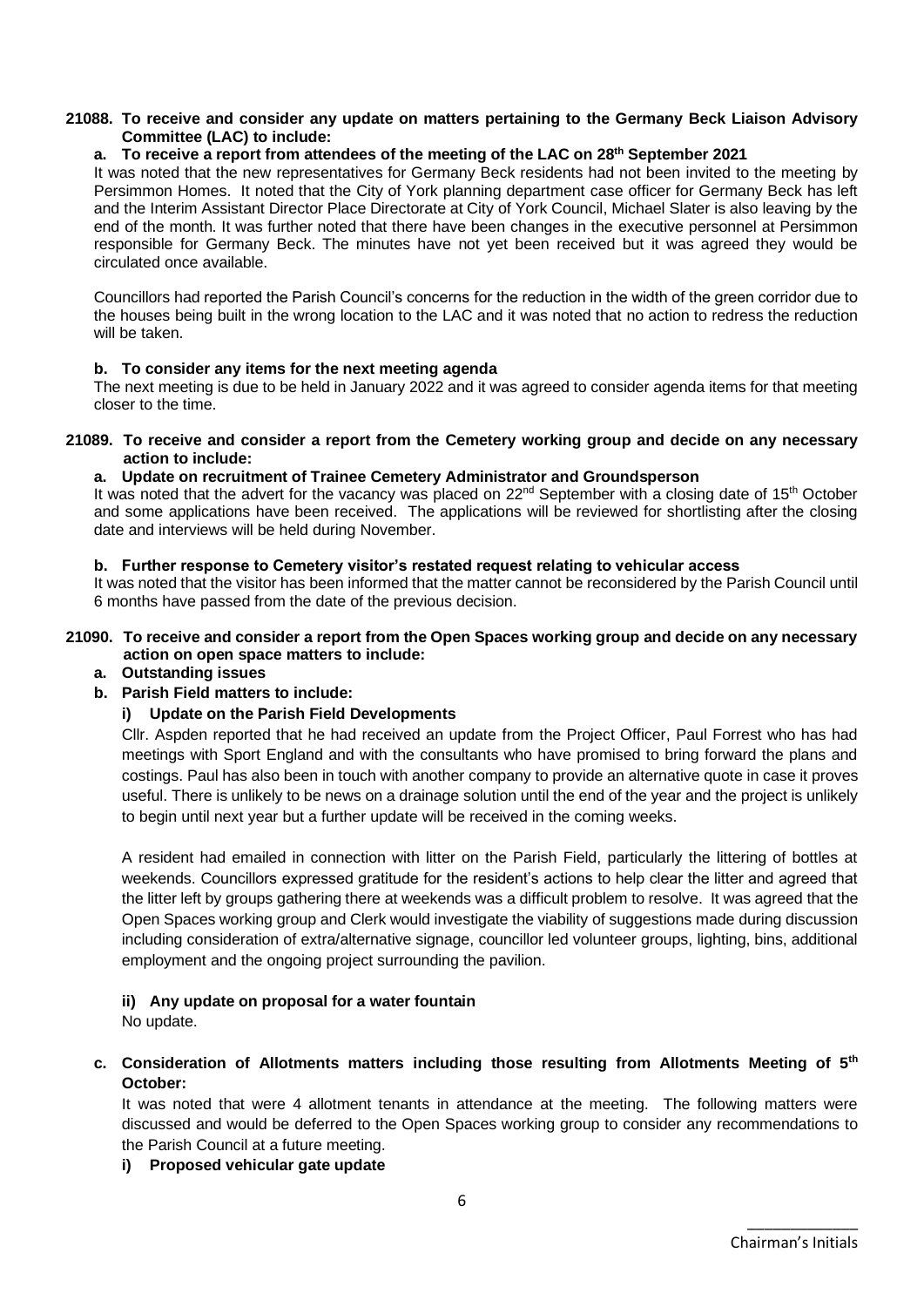**21088. To receive and consider any update on matters pertaining to the Germany Beck Liaison Advisory Committee (LAC) to include:**

**a. To receive a report from attendees of the meeting of the LAC on 28th September 2021**

It was noted that the new representatives for Germany Beck residents had not been invited to the meeting by Persimmon Homes. It noted that the City of York planning department case officer for Germany Beck has left and the Interim Assistant Director Place Directorate at City of York Council, Michael Slater is also leaving by the end of the month. It was further noted that there have been changes in the executive personnel at Persimmon responsible for Germany Beck. The minutes have not yet been received but it was agreed they would be circulated once available.

Councillors had reported the Parish Council's concerns for the reduction in the width of the green corridor due to the houses being built in the wrong location to the LAC and it was noted that no action to redress the reduction will be taken.

**b. To consider any items for the next meeting agenda**

The next meeting is due to be held in January 2022 and it was agreed to consider agenda items for that meeting closer to the time.

**21089. To receive and consider a report from the Cemetery working group and decide on any necessary action to include:**

**a. Update on recruitment of Trainee Cemetery Administrator and Groundsperson**

It was noted that the advert for the vacancy was placed on 22nd September with a closing date of 15th October and some applications have been received. The applications will be reviewed for shortlisting after the closing date and interviews will be held during November.

**b. Further response to Cemetery visitor's restated request relating to vehicular access**

It was noted that the visitor has been informed that the matter cannot be reconsidered by the Parish Council until 6 months have passed from the date of the previous decision.

**21090. To receive and consider a report from the Open Spaces working group and decide on any necessary action on open space matters to include:**

**a. Outstanding issues**

**b. Parish Field matters to include:**

**i) Update on the Parish Field Developments**

Cllr. Aspden reported that he had received an update from the Project Officer, Paul Forrest who has had meetings with Sport England and with the consultants who have promised to bring forward the plans and costings. Paul has also been in touch with another company to provide an alternative quote in case it proves useful. There is unlikely to be news on a drainage solution until the end of the year and the project is unlikely to begin until next year but a further update will be received in the coming weeks.

A resident had emailed in connection with litter on the Parish Field, particularly the littering of bottles at weekends. Councillors expressed gratitude for the resident's actions to help clear the litter and agreed that the litter left by groups gathering there at weekends was a difficult problem to resolve. It was agreed that the Open Spaces working group and Clerk would investigate the viability of suggestions made during discussion including consideration of extra/alternative signage, councillor led volunteer groups, lighting, bins, additional employment and the ongoing project surrounding the pavilion.

**ii) Any update on proposal for a water fountain**

No update.

**c. Consideration of Allotments matters including those resulting from Allotments Meeting of 5th October:**

It was noted that were 4 allotment tenants in attendance at the meeting. The following matters were discussed and would be deferred to the Open Spaces working group to consider any recommendations to the Parish Council at a future meeting.

**i) Proposed vehicular gate update**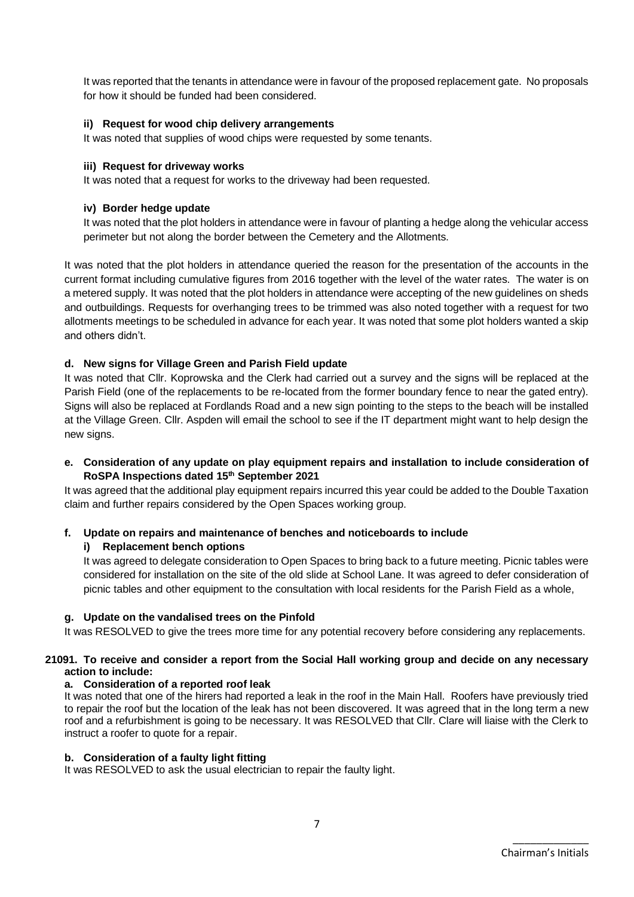It was reported that the tenants in attendance were in favour of the proposed replacement gate. No proposals for how it should be funded had been considered.

**ii) Request for wood chip delivery arrangements**

It was noted that supplies of wood chips were requested by some tenants.

**iii) Request for driveway works**

It was noted that a request for works to the driveway had been requested.

**iv) Border hedge update**

It was noted that the plot holders in attendance were in favour of planting a hedge along the vehicular access perimeter but not along the border between the Cemetery and the Allotments.

It was noted that the plot holders in attendance queried the reason for the presentation of the accounts in the current format including cumulative figures from 2016 together with the level of the water rates. The water is on a metered supply. It was noted that the plot holders in attendance were accepting of the new guidelines on sheds and outbuildings. Requests for overhanging trees to be trimmed was also noted together with a request for two allotments meetings to be scheduled in advance for each year. It was noted that some plot holders wanted a skip and others didn't.

**d. New signs for Village Green and Parish Field update**

It was noted that Cllr. Koprowska and the Clerk had carried out a survey and the signs will be replaced at the Parish Field (one of the replacements to be re-located from the former boundary fence to near the gated entry). Signs will also be replaced at Fordlands Road and a new sign pointing to the steps to the beach will be installed at the Village Green. Cllr. Aspden will email the school to see if the IT department might want to help design the new signs.

**e. Consideration of any update on play equipment repairs and installation to include consideration of RoSPA Inspections dated 15th September 2021**

It was agreed that the additional play equipment repairs incurred this year could be added to the Double Taxation claim and further repairs considered by the Open Spaces working group.

**f. Update on repairs and maintenance of benches and noticeboards to include**

**i) Replacement bench options**

It was agreed to delegate consideration to Open Spaces to bring back to a future meeting. Picnic tables were considered for installation on the site of the old slide at School Lane. It was agreed to defer consideration of picnic tables and other equipment to the consultation with local residents for the Parish Field as a whole,

**g. Update on the vandalised trees on the Pinfold**

It was RESOLVED to give the trees more time for any potential recovery before considering any replacements.

**21091. To receive and consider a report from the Social Hall working group and decide on any necessary action to include:**

**a. Consideration of a reported roof leak**

It was noted that one of the hirers had reported a leak in the roof in the Main Hall. Roofers have previously tried to repair the roof but the location of the leak has not been discovered. It was agreed that in the long term a new roof and a refurbishment is going to be necessary. It was RESOLVED that Cllr. Clare will liaise with the Clerk to instruct a roofer to quote for a repair.

**b. Consideration of a faulty light fitting**

It was RESOLVED to ask the usual electrician to repair the faulty light.

\_\_\_\_\_\_\_\_\_\_\_\_\_\_
Chairman's Initials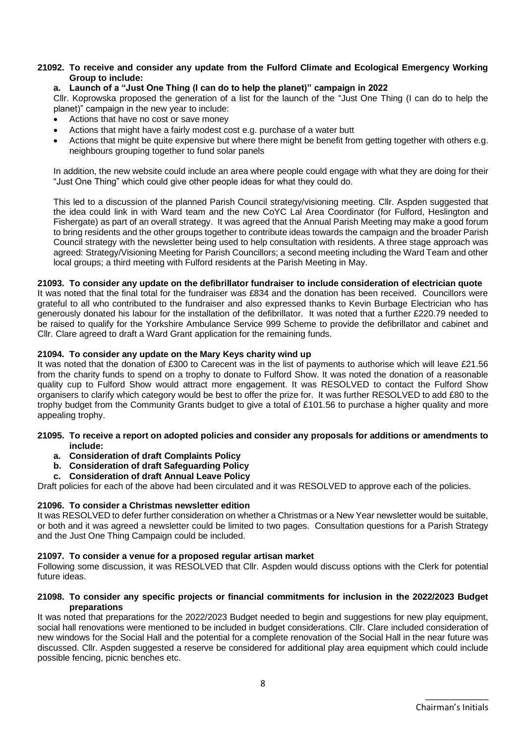**21092. To receive and consider any update from the Fulford Climate and Ecological Emergency Working Group to include:**

**a. Launch of a "Just One Thing (I can do to help the planet)" campaign in 2022**

Cllr. Koprowska proposed the generation of a list for the launch of the "Just One Thing (I can do to help the planet)" campaign in the new year to include:

- Actions that have no cost or save money
- Actions that might have a fairly modest cost e.g. purchase of a water butt
- Actions that might be quite expensive but where there might be benefit from getting together with others e.g. neighbours grouping together to fund solar panels

In addition, the new website could include an area where people could engage with what they are doing for their "Just One Thing" which could give other people ideas for what they could do.

This led to a discussion of the planned Parish Council strategy/visioning meeting. Cllr. Aspden suggested that the idea could link in with Ward team and the new CoYC Lal Area Coordinator (for Fulford, Heslington and Fishergate) as part of an overall strategy. It was agreed that the Annual Parish Meeting may make a good forum to bring residents and the other groups together to contribute ideas towards the campaign and the broader Parish Council strategy with the newsletter being used to help consultation with residents. A three stage approach was agreed: Strategy/Visioning Meeting for Parish Councillors; a second meeting including the Ward Team and other local groups; a third meeting with Fulford residents at the Parish Meeting in May.

**21093. To consider any update on the defibrillator fundraiser to include consideration of electrician quote**

It was noted that the final total for the fundraiser was £834 and the donation has been received. Councillors were grateful to all who contributed to the fundraiser and also expressed thanks to Kevin Burbage Electrician who has generously donated his labour for the installation of the defibrillator. It was noted that a further £220.79 needed to be raised to qualify for the Yorkshire Ambulance Service 999 Scheme to provide the defibrillator and cabinet and Cllr. Clare agreed to draft a Ward Grant application for the remaining funds.

**21094. To consider any update on the Mary Keys charity wind up**

It was noted that the donation of £300 to Carecent was in the list of payments to authorise which will leave £21.56 from the charity funds to spend on a trophy to donate to Fulford Show. It was noted the donation of a reasonable quality cup to Fulford Show would attract more engagement. It was RESOLVED to contact the Fulford Show organisers to clarify which category would be best to offer the prize for. It was further RESOLVED to add £80 to the trophy budget from the Community Grants budget to give a total of £101.56 to purchase a higher quality and more appealing trophy.

**21095. To receive a report on adopted policies and consider any proposals for additions or amendments to include:**

**a. Consideration of draft Complaints Policy**

**b. Consideration of draft Safeguarding Policy**

**c. Consideration of draft Annual Leave Policy**

Draft policies for each of the above had been circulated and it was RESOLVED to approve each of the policies.

**21096. To consider a Christmas newsletter edition**

It was RESOLVED to defer further consideration on whether a Christmas or a New Year newsletter would be suitable, or both and it was agreed a newsletter could be limited to two pages. Consultation questions for a Parish Strategy and the Just One Thing Campaign could be included.

**21097. To consider a venue for a proposed regular artisan market**

Following some discussion, it was RESOLVED that Cllr. Aspden would discuss options with the Clerk for potential future ideas.

**21098. To consider any specific projects or financial commitments for inclusion in the 2022/2023 Budget preparations**

It was noted that preparations for the 2022/2023 Budget needed to begin and suggestions for new play equipment, social hall renovations were mentioned to be included in budget considerations. Cllr. Clare included consideration of new windows for the Social Hall and the potential for a complete renovation of the Social Hall in the near future was discussed. Cllr. Aspden suggested a reserve be considered for additional play area equipment which could include possible fencing, picnic benches etc.

\_\_\_\_\_\_\_\_\_\_\_\_\_

Chairman's Initials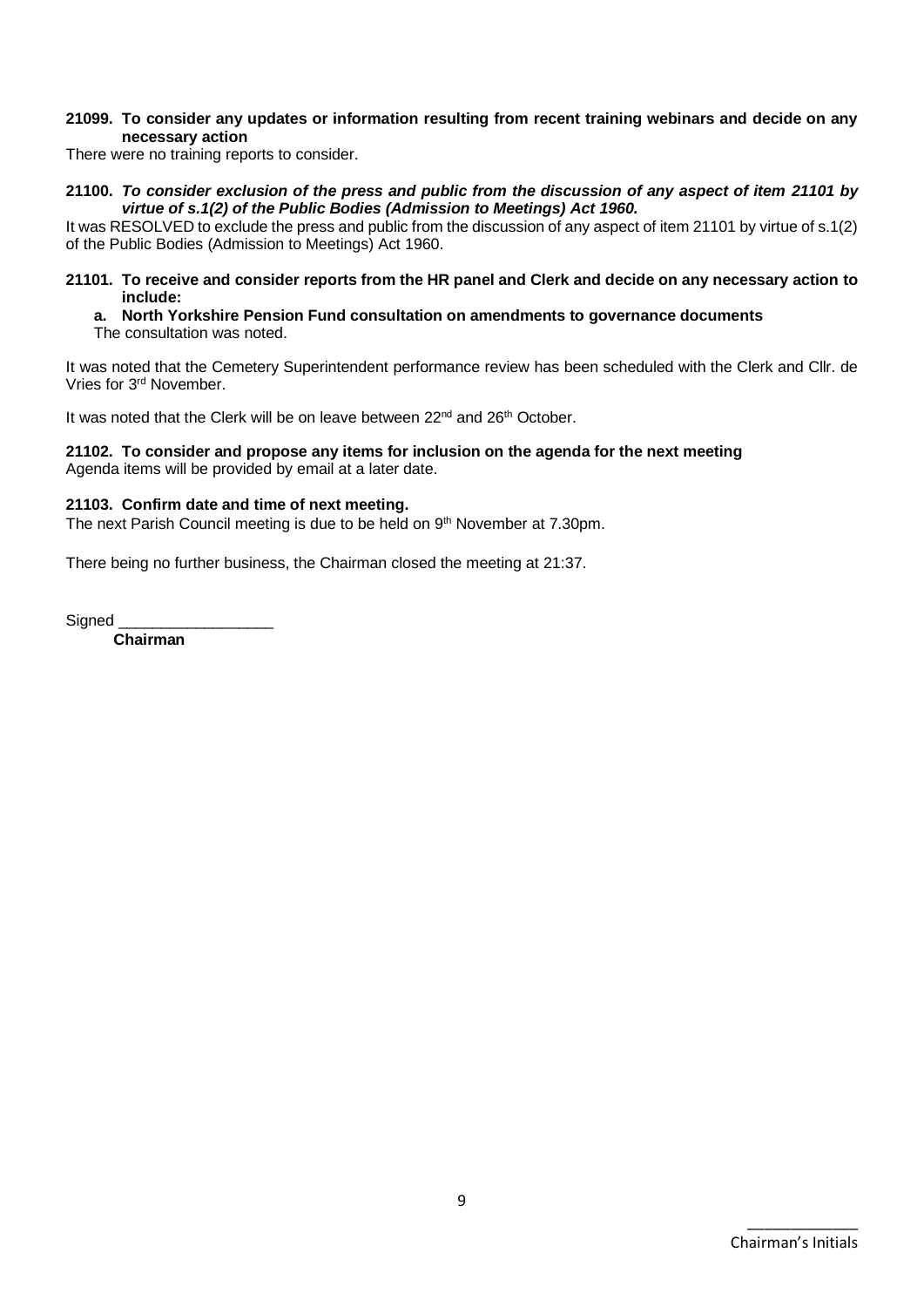**21099. To consider any updates or information resulting from recent training webinars and decide on any necessary action**

There were no training reports to consider.

***21100. To consider exclusion of the press and public from the discussion of any aspect of item 21101 by virtue of s.1(2) of the Public Bodies (Admission to Meetings) Act 1960.***

It was RESOLVED to exclude the press and public from the discussion of any aspect of item 21101 by virtue of s.1(2) of the Public Bodies (Admission to Meetings) Act 1960.

**21101. To receive and consider reports from the HR panel and Clerk and decide on any necessary action to include:**

**a. North Yorkshire Pension Fund consultation on amendments to governance documents**

The consultation was noted.

It was noted that the Cemetery Superintendent performance review has been scheduled with the Clerk and Cllr. de Vries for 3rd November.

It was noted that the Clerk will be on leave between 22nd and 26th October.

**21102. To consider and propose any items for inclusion on the agenda for the next meeting**

Agenda items will be provided by email at a later date.

**21103. Confirm date and time of next meeting.**

The next Parish Council meeting is due to be held on 9th November at 7.30pm.

There being no further business, the Chairman closed the meeting at 21:37.

Signed ___________________

**Chairman**

_____________

Chairman's Initials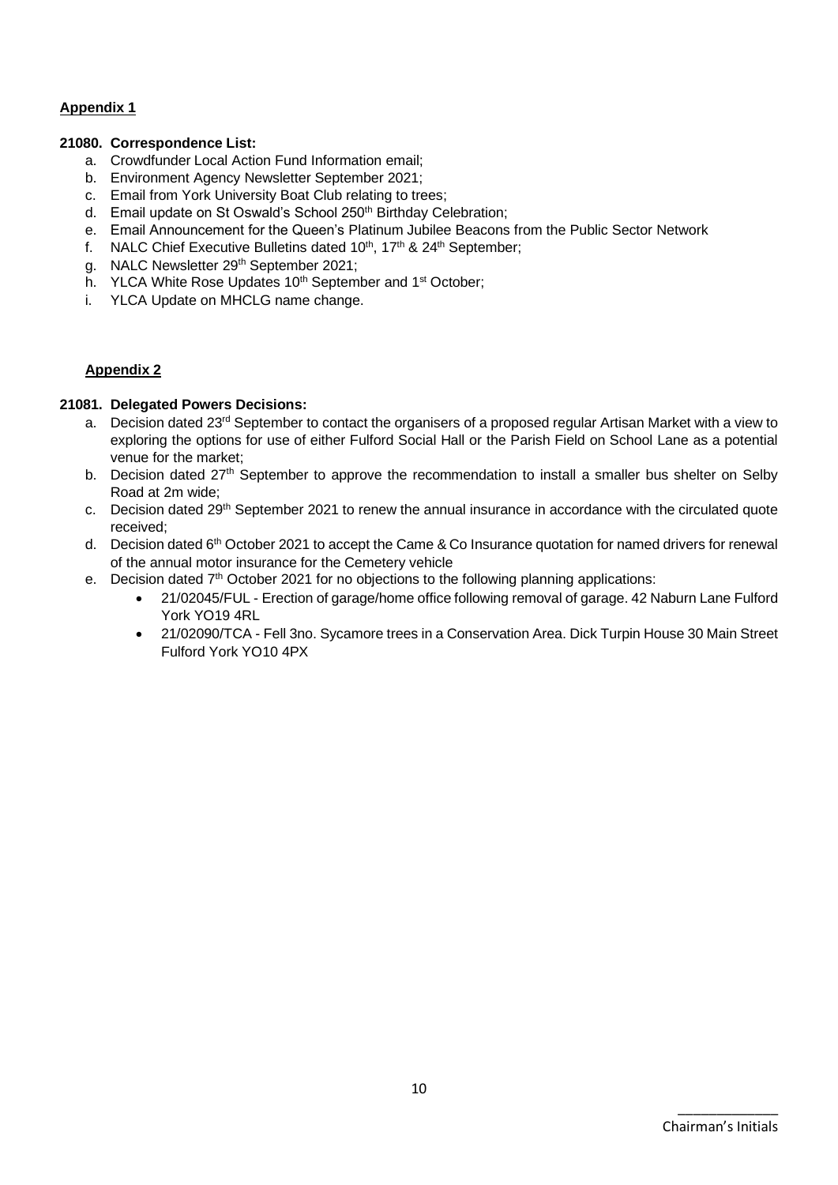**Appendix 1**

**21080. Correspondence List:**

a. Crowdfunder Local Action Fund Information email;
b. Environment Agency Newsletter September 2021;
c. Email from York University Boat Club relating to trees;
d. Email update on St Oswald's School 250th Birthday Celebration;
e. Email Announcement for the Queen's Platinum Jubilee Beacons from the Public Sector Network
f. NALC Chief Executive Bulletins dated 10th, 17th & 24th September;
g. NALC Newsletter 29th September 2021;
h. YLCA White Rose Updates 10th September and 1st October;
i. YLCA Update on MHCLG name change.

**Appendix 2**

**21081. Delegated Powers Decisions:**

a. Decision dated 23rd September to contact the organisers of a proposed regular Artisan Market with a view to exploring the options for use of either Fulford Social Hall or the Parish Field on School Lane as a potential venue for the market;
b. Decision dated 27th September to approve the recommendation to install a smaller bus shelter on Selby Road at 2m wide;
c. Decision dated 29th September 2021 to renew the annual insurance in accordance with the circulated quote received;
d. Decision dated 6th October 2021 to accept the Came & Co Insurance quotation for named drivers for renewal of the annual motor insurance for the Cemetery vehicle
e. Decision dated 7th October 2021 for no objections to the following planning applications:
   - 21/02045/FUL - Erection of garage/home office following removal of garage. 42 Naburn Lane Fulford York YO19 4RL
   - 21/02090/TCA - Fell 3no. Sycamore trees in a Conservation Area. Dick Turpin House 30 Main Street Fulford York YO10 4PX

_____________
Chairman's Initials